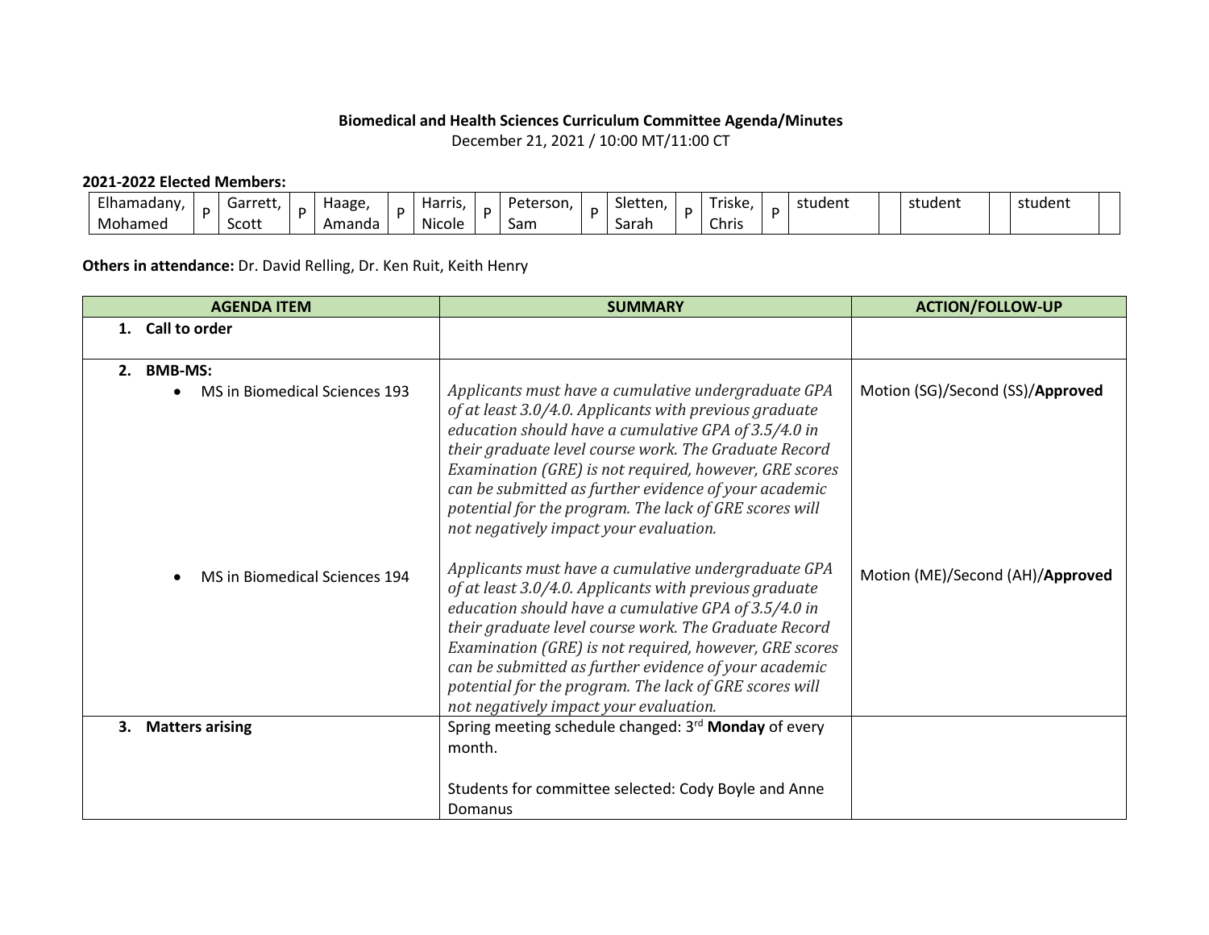**Biomedical and Health Sciences Curriculum Committee Agenda/Minutes**

December 21, 2021 / 10:00 MT/11:00 CT

**2021-2022 Elected Members:**

| | | | | | | | | | | | | | | | | | | | |
|---|---|---|---|---|---|---|---|---|---|---|---|---|---|---|---|---|---|---|---|
| Elhamadany, Mohamed | P | Garrett, Scott | P | Haage, Amanda | P | Harris, Nicole | P | Peterson, Sam | P | Sletten, Sarah | P | Triske, Chris | P | student | | student | | student | |

**Others in attendance:** Dr. David Relling, Dr. Ken Ruit, Keith Henry

| AGENDA ITEM | SUMMARY | ACTION/FOLLOW-UP |
|---|---|---|
| **1. Call to order** | | |
| **2. BMB-MS:**<br>• MS in Biomedical Sciences 193 | *Applicants must have a cumulative undergraduate GPA of at least 3.0/4.0. Applicants with previous graduate education should have a cumulative GPA of 3.5/4.0 in their graduate level course work. The Graduate Record Examination (GRE) is not required, however, GRE scores can be submitted as further evidence of your academic potential for the program. The lack of GRE scores will not negatively impact your evaluation.* | Motion (SG)/Second (SS)/**Approved** |
| • MS in Biomedical Sciences 194 | *Applicants must have a cumulative undergraduate GPA of at least 3.0/4.0. Applicants with previous graduate education should have a cumulative GPA of 3.5/4.0 in their graduate level course work. The Graduate Record Examination (GRE) is not required, however, GRE scores can be submitted as further evidence of your academic potential for the program. The lack of GRE scores will not negatively impact your evaluation.* | Motion (ME)/Second (AH)/**Approved** |
| **3. Matters arising** | Spring meeting schedule changed: 3rd **Monday** of every month.<br><br>Students for committee selected: Cody Boyle and Anne Domanus | |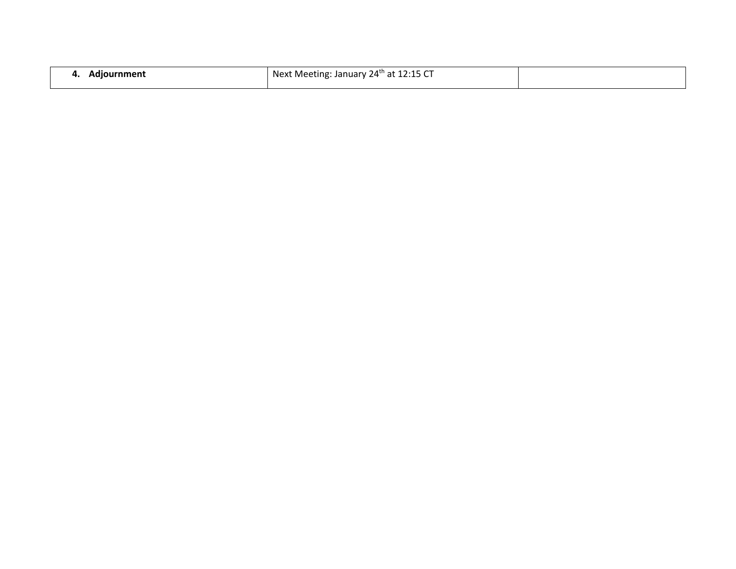| | | |
|---|---|---|
| **4. Adjournment** | Next Meeting: January 24th at 12:15 CT | |